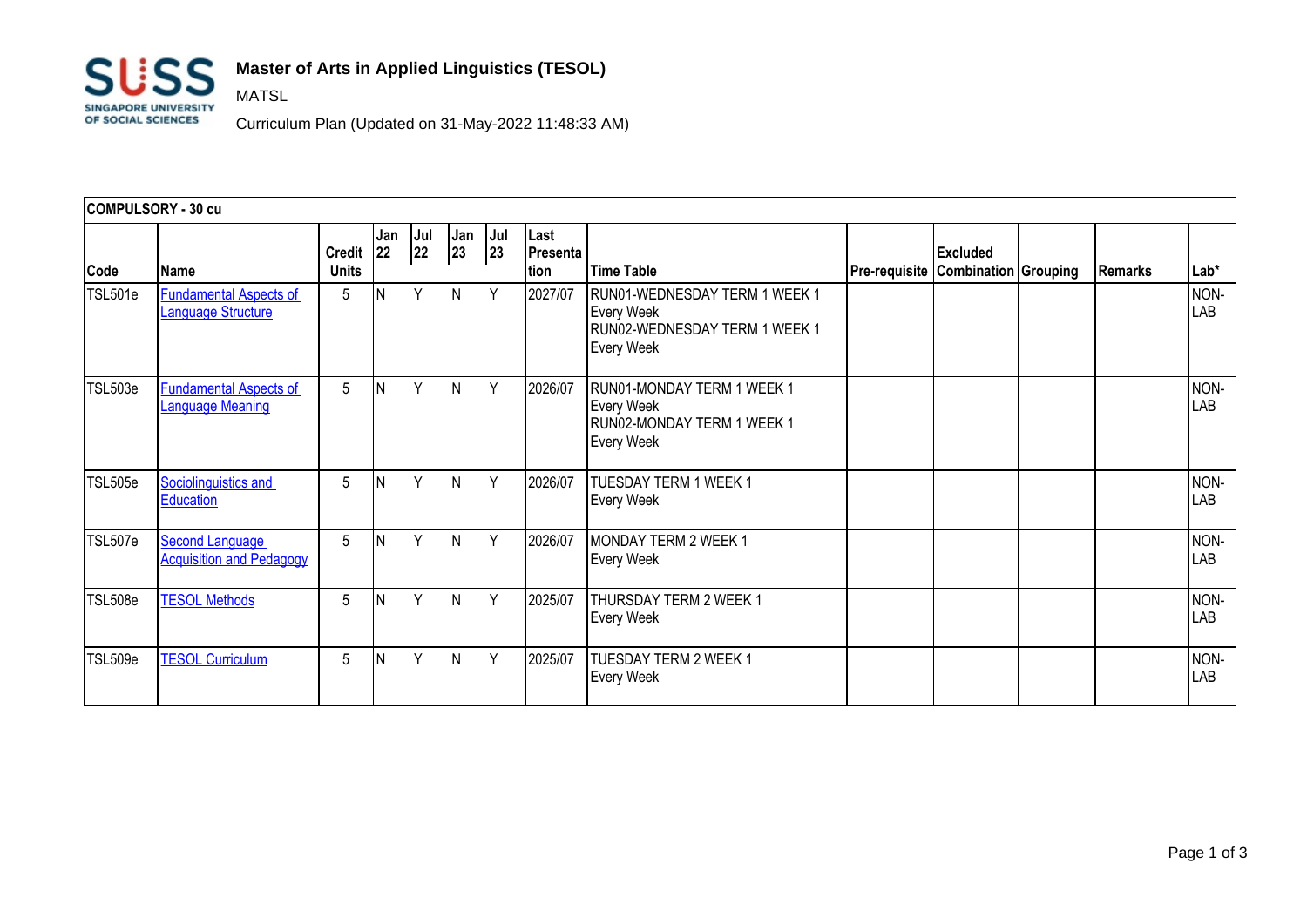# Master of Arts in Applied Linguistics (TESOL)

MATSL

Curriculum Plan (Updated on 31-May-2022 11:48:33 AM)

| COMPULSORY - 30 cu | | | | | | | | | | | | | |
|---|---|---|---|---|---|---|---|---|---|---|---|---|---|
| Code | Name | Credit Units | Jan 22 | Jul 22 | Jan 23 | Jul 23 | Last Presentation | Time Table | Pre-requisite | Excluded Combination | Grouping | Remarks | Lab* |
| TSL501e | Fundamental Aspects of Language Structure | 5 | N | Y | N | Y | 2027/07 | RUN01-WEDNESDAY TERM 1 WEEK 1 Every Week RUN02-WEDNESDAY TERM 1 WEEK 1 Every Week | | | | | NON-LAB |
| TSL503e | Fundamental Aspects of Language Meaning | 5 | N | Y | N | Y | 2026/07 | RUN01-MONDAY TERM 1 WEEK 1 Every Week RUN02-MONDAY TERM 1 WEEK 1 Every Week | | | | | NON-LAB |
| TSL505e | Sociolinguistics and Education | 5 | N | Y | N | Y | 2026/07 | TUESDAY TERM 1 WEEK 1 Every Week | | | | | NON-LAB |
| TSL507e | Second Language Acquisition and Pedagogy | 5 | N | Y | N | Y | 2026/07 | MONDAY TERM 2 WEEK 1 Every Week | | | | | NON-LAB |
| TSL508e | TESOL Methods | 5 | N | Y | N | Y | 2025/07 | THURSDAY TERM 2 WEEK 1 Every Week | | | | | NON-LAB |
| TSL509e | TESOL Curriculum | 5 | N | Y | N | Y | 2025/07 | TUESDAY TERM 2 WEEK 1 Every Week | | | | | NON-LAB |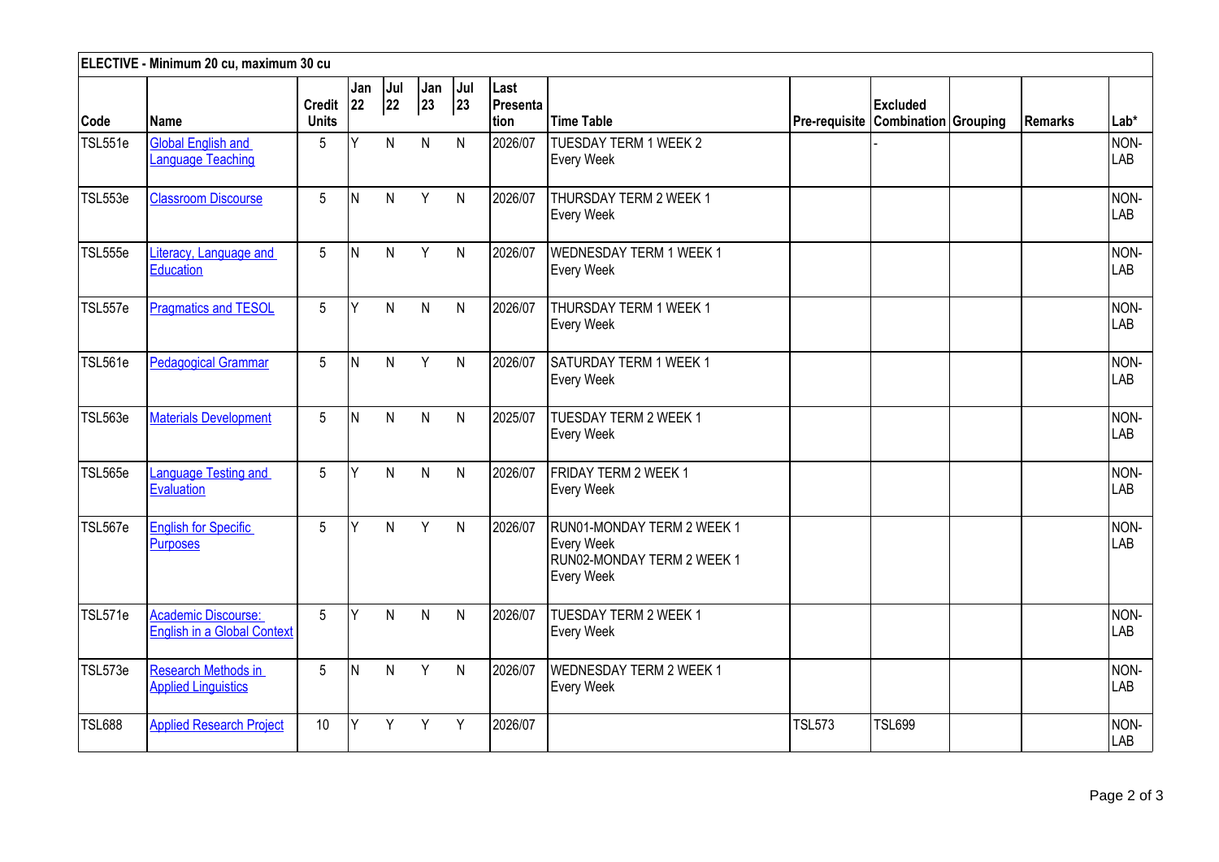| ELECTIVE - Minimum 20 cu, maximum 30 cu | | | | | | | | | | | | | |
|---|---|---|---|---|---|---|---|---|---|---|---|---|---|
| Code | Name | Credit Units | Jan 22 | Jul 22 | Jan 23 | Jul 23 | Last Presentation | Time Table | Pre-requisite | Excluded Combination | Grouping | Remarks | Lab* |
| TSL551e | Global English and Language Teaching | 5 | Y | N | N | N | 2026/07 | TUESDAY TERM 1 WEEK 2 Every Week | | - | | | NON-LAB |
| TSL553e | Classroom Discourse | 5 | N | N | Y | N | 2026/07 | THURSDAY TERM 2 WEEK 1 Every Week | | | | | NON-LAB |
| TSL555e | Literacy, Language and Education | 5 | N | N | Y | N | 2026/07 | WEDNESDAY TERM 1 WEEK 1 Every Week | | | | | NON-LAB |
| TSL557e | Pragmatics and TESOL | 5 | Y | N | N | N | 2026/07 | THURSDAY TERM 1 WEEK 1 Every Week | | | | | NON-LAB |
| TSL561e | Pedagogical Grammar | 5 | N | N | Y | N | 2026/07 | SATURDAY TERM 1 WEEK 1 Every Week | | | | | NON-LAB |
| TSL563e | Materials Development | 5 | N | N | N | N | 2025/07 | TUESDAY TERM 2 WEEK 1 Every Week | | | | | NON-LAB |
| TSL565e | Language Testing and Evaluation | 5 | Y | N | N | N | 2026/07 | FRIDAY TERM 2 WEEK 1 Every Week | | | | | NON-LAB |
| TSL567e | English for Specific Purposes | 5 | Y | N | Y | N | 2026/07 | RUN01-MONDAY TERM 2 WEEK 1 Every Week RUN02-MONDAY TERM 2 WEEK 1 Every Week | | | | | NON-LAB |
| TSL571e | Academic Discourse: English in a Global Context | 5 | Y | N | N | N | 2026/07 | TUESDAY TERM 2 WEEK 1 Every Week | | | | | NON-LAB |
| TSL573e | Research Methods in Applied Linguistics | 5 | N | N | Y | N | 2026/07 | WEDNESDAY TERM 2 WEEK 1 Every Week | | | | | NON-LAB |
| TSL688 | Applied Research Project | 10 | Y | Y | Y | Y | 2026/07 | | TSL573 | TSL699 | | | NON-LAB |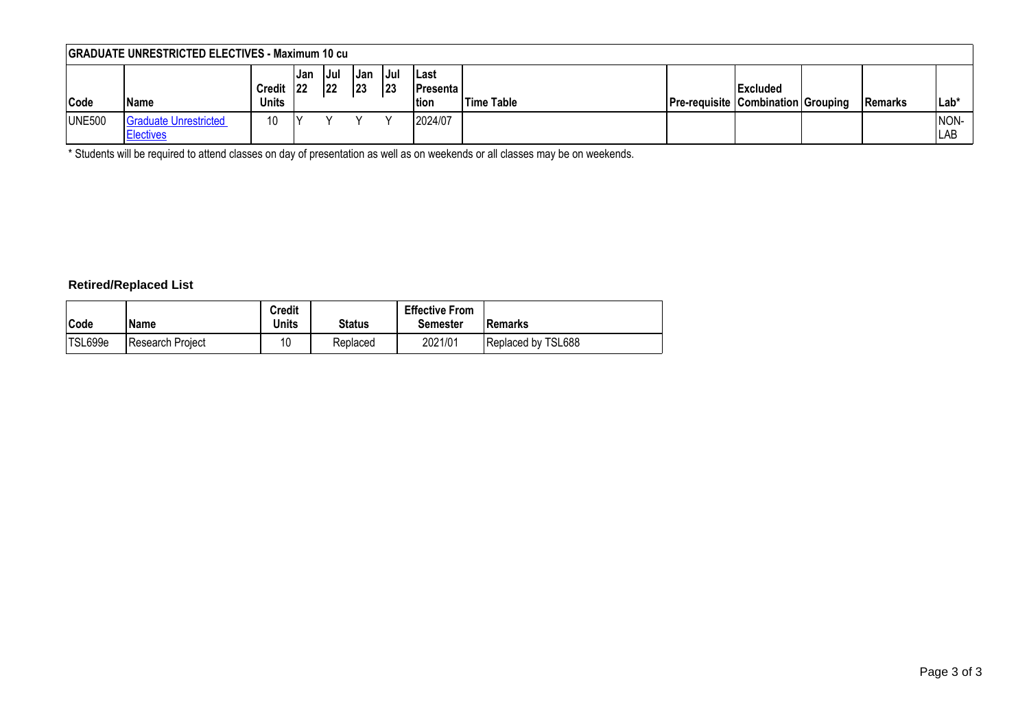| GRADUATE UNRESTRICTED ELECTIVES - Maximum 10 cu | | | | | | | | | | | | | |
|---|---|---|---|---|---|---|---|---|---|---|---|---|---|
| Code | Name | Credit Units | Jan 22 | Jul 22 | Jan 23 | Jul 23 | Last Presentation | Time Table | Pre-requisite | Excluded Combination | Grouping | Remarks | Lab* |
| UNE500 | [Graduate Unrestricted Electives]() | 10 | Y | Y | Y | Y | 2024/07 | | | | | | NON-LAB |

* Students will be required to attend classes on day of presentation as well as on weekends or all classes may be on weekends.

### Retired/Replaced List

| Code | Name | Credit Units | Status | Effective From Semester | Remarks |
|---|---|---|---|---|---|
| TSL699e | Research Project | 10 | Replaced | 2021/01 | Replaced by TSL688 |